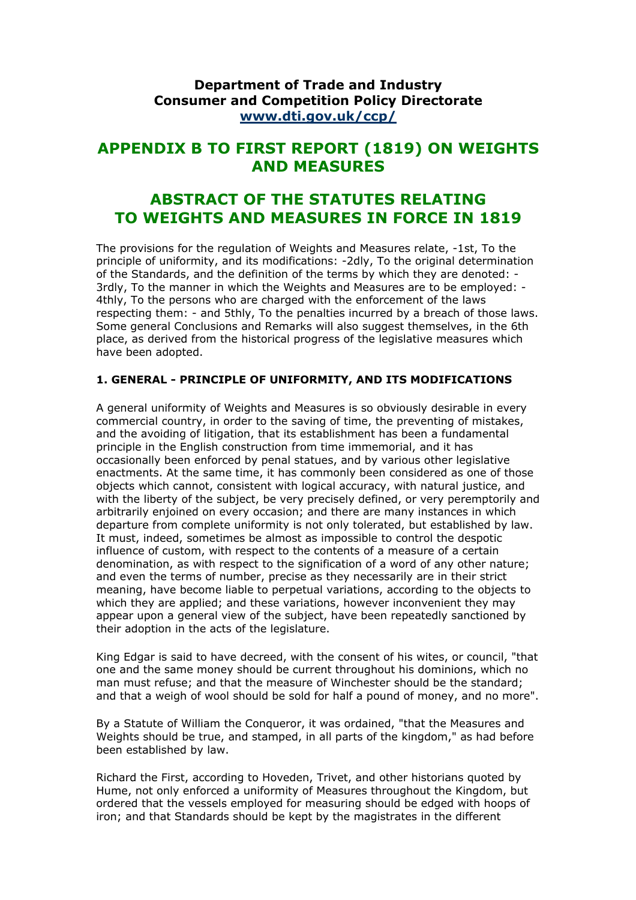**Department of Trade and Industry**
**Consumer and Competition Policy Directorate**
**[www.dti.gov.uk/ccp/](http://www.dti.gov.uk/ccp/)**

# APPENDIX B TO FIRST REPORT (1819) ON WEIGHTS AND MEASURES

# ABSTRACT OF THE STATUTES RELATING TO WEIGHTS AND MEASURES IN FORCE IN 1819

The provisions for the regulation of Weights and Measures relate, -1st, To the principle of uniformity, and its modifications: -2dly, To the original determination of the Standards, and the definition of the terms by which they are denoted: - 3rdly, To the manner in which the Weights and Measures are to be employed: - 4thly, To the persons who are charged with the enforcement of the laws respecting them: - and 5thly, To the penalties incurred by a breach of those laws. Some general Conclusions and Remarks will also suggest themselves, in the 6th place, as derived from the historical progress of the legislative measures which have been adopted.

### 1. GENERAL - PRINCIPLE OF UNIFORMITY, AND ITS MODIFICATIONS

A general uniformity of Weights and Measures is so obviously desirable in every commercial country, in order to the saving of time, the preventing of mistakes, and the avoiding of litigation, that its establishment has been a fundamental principle in the English construction from time immemorial, and it has occasionally been enforced by penal statues, and by various other legislative enactments. At the same time, it has commonly been considered as one of those objects which cannot, consistent with logical accuracy, with natural justice, and with the liberty of the subject, be very precisely defined, or very peremptorily and arbitrarily enjoined on every occasion; and there are many instances in which departure from complete uniformity is not only tolerated, but established by law. It must, indeed, sometimes be almost as impossible to control the despotic influence of custom, with respect to the contents of a measure of a certain denomination, as with respect to the signification of a word of any other nature; and even the terms of number, precise as they necessarily are in their strict meaning, have become liable to perpetual variations, according to the objects to which they are applied; and these variations, however inconvenient they may appear upon a general view of the subject, have been repeatedly sanctioned by their adoption in the acts of the legislature.

King Edgar is said to have decreed, with the consent of his wites, or council, "that one and the same money should be current throughout his dominions, which no man must refuse; and that the measure of Winchester should be the standard; and that a weigh of wool should be sold for half a pound of money, and no more".

By a Statute of William the Conqueror, it was ordained, "that the Measures and Weights should be true, and stamped, in all parts of the kingdom," as had before been established by law.

Richard the First, according to Hoveden, Trivet, and other historians quoted by Hume, not only enforced a uniformity of Measures throughout the Kingdom, but ordered that the vessels employed for measuring should be edged with hoops of iron; and that Standards should be kept by the magistrates in the different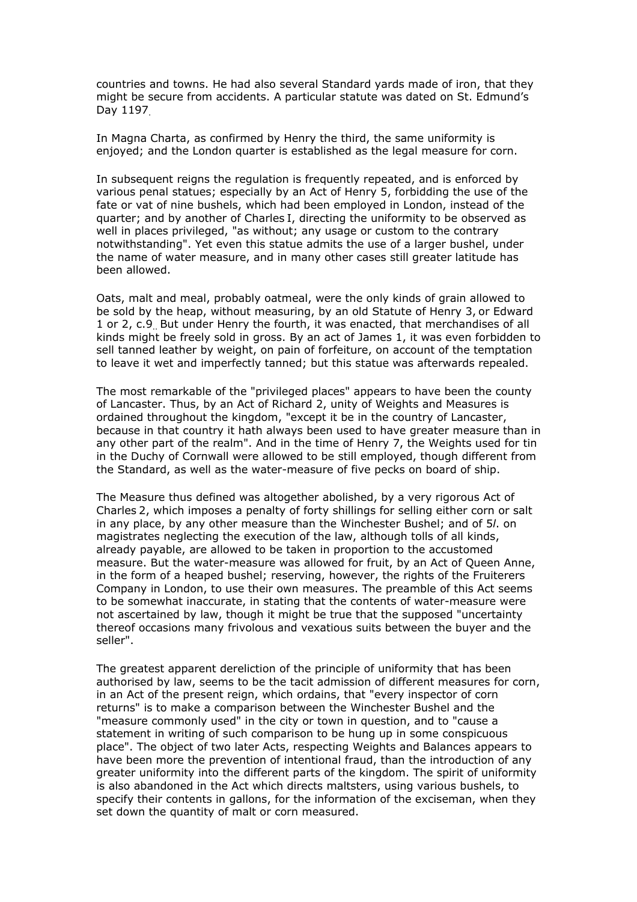countries and towns. He had also several Standard yards made of iron, that they might be secure from accidents. A particular statute was dated on St. Edmund's Day 1197.

In Magna Charta, as confirmed by Henry the third, the same uniformity is enjoyed; and the London quarter is established as the legal measure for corn.

In subsequent reigns the regulation is frequently repeated, and is enforced by various penal statues; especially by an Act of Henry 5, forbidding the use of the fate or vat of nine bushels, which had been employed in London, instead of the quarter; and by another of Charles I, directing the uniformity to be observed as well in places privileged, "as without; any usage or custom to the contrary notwithstanding". Yet even this statue admits the use of a larger bushel, under the name of water measure, and in many other cases still greater latitude has been allowed.

Oats, malt and meal, probably oatmeal, were the only kinds of grain allowed to be sold by the heap, without measuring, by an old Statute of Henry 3, or Edward 1 or 2, c.9.. But under Henry the fourth, it was enacted, that merchandises of all kinds might be freely sold in gross. By an act of James 1, it was even forbidden to sell tanned leather by weight, on pain of forfeiture, on account of the temptation to leave it wet and imperfectly tanned; but this statue was afterwards repealed.

The most remarkable of the "privileged places" appears to have been the county of Lancaster. Thus, by an Act of Richard 2, unity of Weights and Measures is ordained throughout the kingdom, "except it be in the country of Lancaster, because in that country it hath always been used to have greater measure than in any other part of the realm". And in the time of Henry 7, the Weights used for tin in the Duchy of Cornwall were allowed to be still employed, though different from the Standard, as well as the water-measure of five pecks on board of ship.

The Measure thus defined was altogether abolished, by a very rigorous Act of Charles 2, which imposes a penalty of forty shillings for selling either corn or salt in any place, by any other measure than the Winchester Bushel; and of 5*l*. on magistrates neglecting the execution of the law, although tolls of all kinds, already payable, are allowed to be taken in proportion to the accustomed measure. But the water-measure was allowed for fruit, by an Act of Queen Anne, in the form of a heaped bushel; reserving, however, the rights of the Fruiterers Company in London, to use their own measures. The preamble of this Act seems to be somewhat inaccurate, in stating that the contents of water-measure were not ascertained by law, though it might be true that the supposed "uncertainty thereof occasions many frivolous and vexatious suits between the buyer and the seller".

The greatest apparent dereliction of the principle of uniformity that has been authorised by law, seems to be the tacit admission of different measures for corn, in an Act of the present reign, which ordains, that "every inspector of corn returns" is to make a comparison between the Winchester Bushel and the "measure commonly used" in the city or town in question, and to "cause a statement in writing of such comparison to be hung up in some conspicuous place". The object of two later Acts, respecting Weights and Balances appears to have been more the prevention of intentional fraud, than the introduction of any greater uniformity into the different parts of the kingdom. The spirit of uniformity is also abandoned in the Act which directs maltsters, using various bushels, to specify their contents in gallons, for the information of the exciseman, when they set down the quantity of malt or corn measured.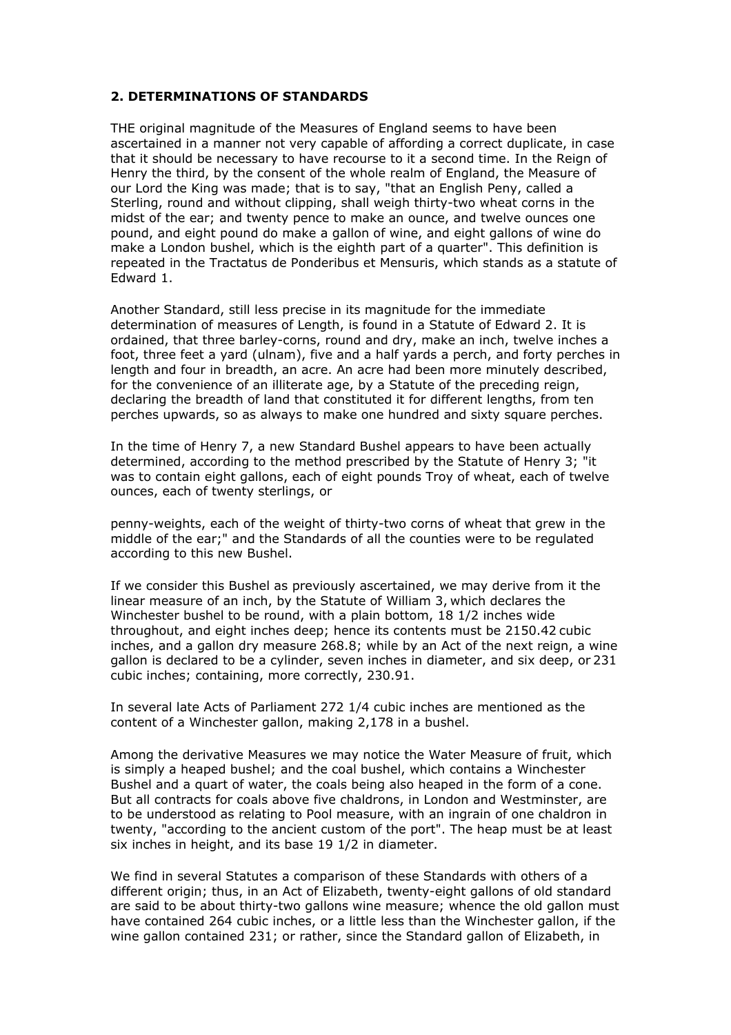### 2. DETERMINATIONS OF STANDARDS

THE original magnitude of the Measures of England seems to have been ascertained in a manner not very capable of affording a correct duplicate, in case that it should be necessary to have recourse to it a second time. In the Reign of Henry the third, by the consent of the whole realm of England, the Measure of our Lord the King was made; that is to say, "that an English Peny, called a Sterling, round and without clipping, shall weigh thirty-two wheat corns in the midst of the ear; and twenty pence to make an ounce, and twelve ounces one pound, and eight pound do make a gallon of wine, and eight gallons of wine do make a London bushel, which is the eighth part of a quarter". This definition is repeated in the Tractatus de Ponderibus et Mensuris, which stands as a statute of Edward 1.

Another Standard, still less precise in its magnitude for the immediate determination of measures of Length, is found in a Statute of Edward 2. It is ordained, that three barley-corns, round and dry, make an inch, twelve inches a foot, three feet a yard (ulnam), five and a half yards a perch, and forty perches in length and four in breadth, an acre. An acre had been more minutely described, for the convenience of an illiterate age, by a Statute of the preceding reign, declaring the breadth of land that constituted it for different lengths, from ten perches upwards, so as always to make one hundred and sixty square perches.

In the time of Henry 7, a new Standard Bushel appears to have been actually determined, according to the method prescribed by the Statute of Henry 3; "it was to contain eight gallons, each of eight pounds Troy of wheat, each of twelve ounces, each of twenty sterlings, or

penny-weights, each of the weight of thirty-two corns of wheat that grew in the middle of the ear;" and the Standards of all the counties were to be regulated according to this new Bushel.

If we consider this Bushel as previously ascertained, we may derive from it the linear measure of an inch, by the Statute of William 3, which declares the Winchester bushel to be round, with a plain bottom, 18 1/2 inches wide throughout, and eight inches deep; hence its contents must be 2150.42 cubic inches, and a gallon dry measure 268.8; while by an Act of the next reign, a wine gallon is declared to be a cylinder, seven inches in diameter, and six deep, or 231 cubic inches; containing, more correctly, 230.91.

In several late Acts of Parliament 272 1/4 cubic inches are mentioned as the content of a Winchester gallon, making 2,178 in a bushel.

Among the derivative Measures we may notice the Water Measure of fruit, which is simply a heaped bushel; and the coal bushel, which contains a Winchester Bushel and a quart of water, the coals being also heaped in the form of a cone. But all contracts for coals above five chaldrons, in London and Westminster, are to be understood as relating to Pool measure, with an ingrain of one chaldron in twenty, "according to the ancient custom of the port". The heap must be at least six inches in height, and its base 19 1/2 in diameter.

We find in several Statutes a comparison of these Standards with others of a different origin; thus, in an Act of Elizabeth, twenty-eight gallons of old standard are said to be about thirty-two gallons wine measure; whence the old gallon must have contained 264 cubic inches, or a little less than the Winchester gallon, if the wine gallon contained 231; or rather, since the Standard gallon of Elizabeth, in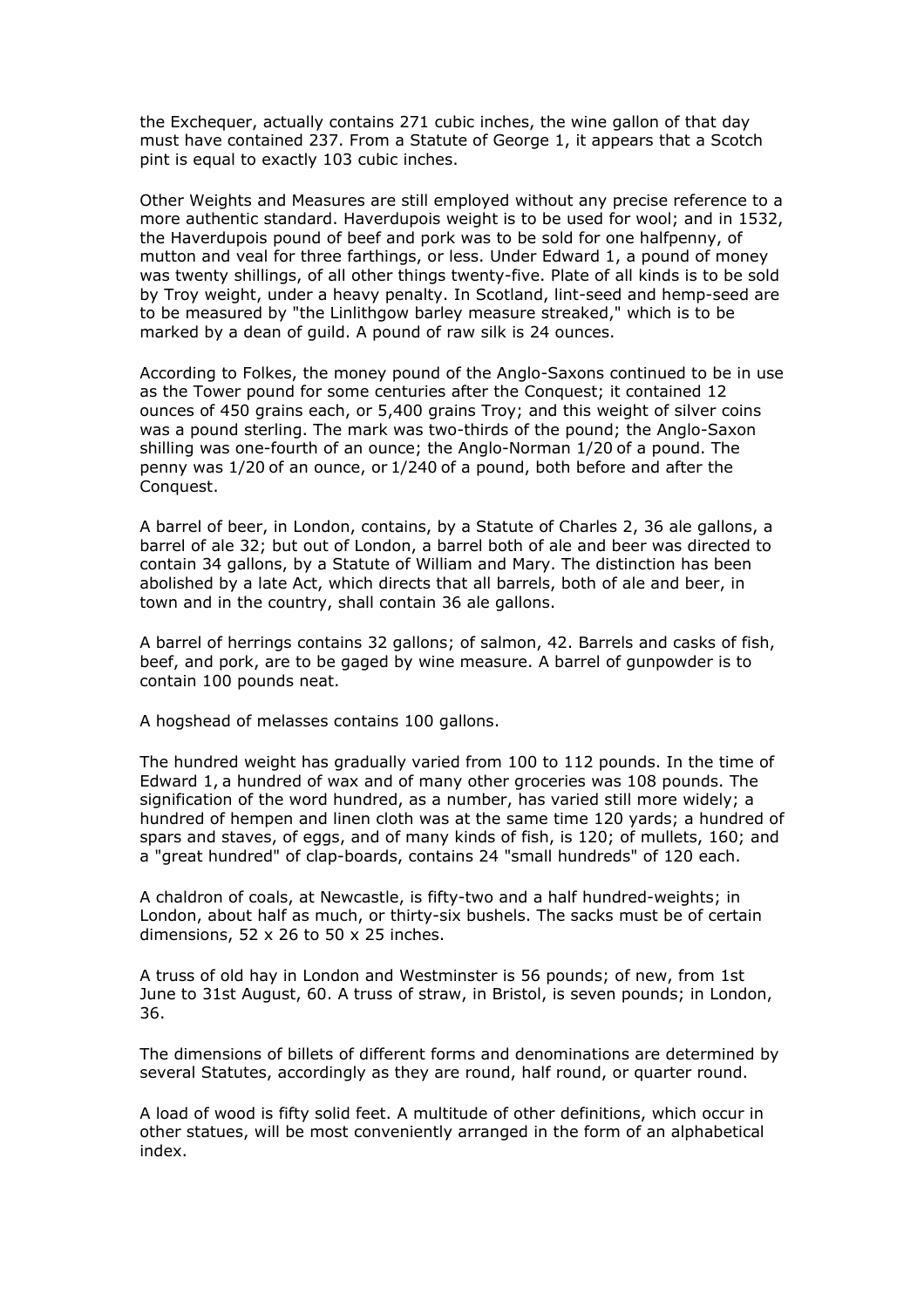the Exchequer, actually contains 271 cubic inches, the wine gallon of that day must have contained 237. From a Statute of George 1, it appears that a Scotch pint is equal to exactly 103 cubic inches.

Other Weights and Measures are still employed without any precise reference to a more authentic standard. Haverdupois weight is to be used for wool; and in 1532, the Haverdupois pound of beef and pork was to be sold for one halfpenny, of mutton and veal for three farthings, or less. Under Edward 1, a pound of money was twenty shillings, of all other things twenty-five. Plate of all kinds is to be sold by Troy weight, under a heavy penalty. In Scotland, lint-seed and hemp-seed are to be measured by "the Linlithgow barley measure streaked," which is to be marked by a dean of guild. A pound of raw silk is 24 ounces.

According to Folkes, the money pound of the Anglo-Saxons continued to be in use as the Tower pound for some centuries after the Conquest; it contained 12 ounces of 450 grains each, or 5,400 grains Troy; and this weight of silver coins was a pound sterling. The mark was two-thirds of the pound; the Anglo-Saxon shilling was one-fourth of an ounce; the Anglo-Norman 1/20 of a pound. The penny was 1/20 of an ounce, or 1/240 of a pound, both before and after the Conquest.

A barrel of beer, in London, contains, by a Statute of Charles 2, 36 ale gallons, a barrel of ale 32; but out of London, a barrel both of ale and beer was directed to contain 34 gallons, by a Statute of William and Mary. The distinction has been abolished by a late Act, which directs that all barrels, both of ale and beer, in town and in the country, shall contain 36 ale gallons.

A barrel of herrings contains 32 gallons; of salmon, 42. Barrels and casks of fish, beef, and pork, are to be gaged by wine measure. A barrel of gunpowder is to contain 100 pounds neat.

A hogshead of melasses contains 100 gallons.

The hundred weight has gradually varied from 100 to 112 pounds. In the time of Edward 1, a hundred of wax and of many other groceries was 108 pounds. The signification of the word hundred, as a number, has varied still more widely; a hundred of hempen and linen cloth was at the same time 120 yards; a hundred of spars and staves, of eggs, and of many kinds of fish, is 120; of mullets, 160; and a "great hundred" of clap-boards, contains 24 "small hundreds" of 120 each.

A chaldron of coals, at Newcastle, is fifty-two and a half hundred-weights; in London, about half as much, or thirty-six bushels. The sacks must be of certain dimensions, 52 x 26 to 50 x 25 inches.

A truss of old hay in London and Westminster is 56 pounds; of new, from 1st June to 31st August, 60. A truss of straw, in Bristol, is seven pounds; in London, 36.

The dimensions of billets of different forms and denominations are determined by several Statutes, accordingly as they are round, half round, or quarter round.

A load of wood is fifty solid feet. A multitude of other definitions, which occur in other statues, will be most conveniently arranged in the form of an alphabetical index.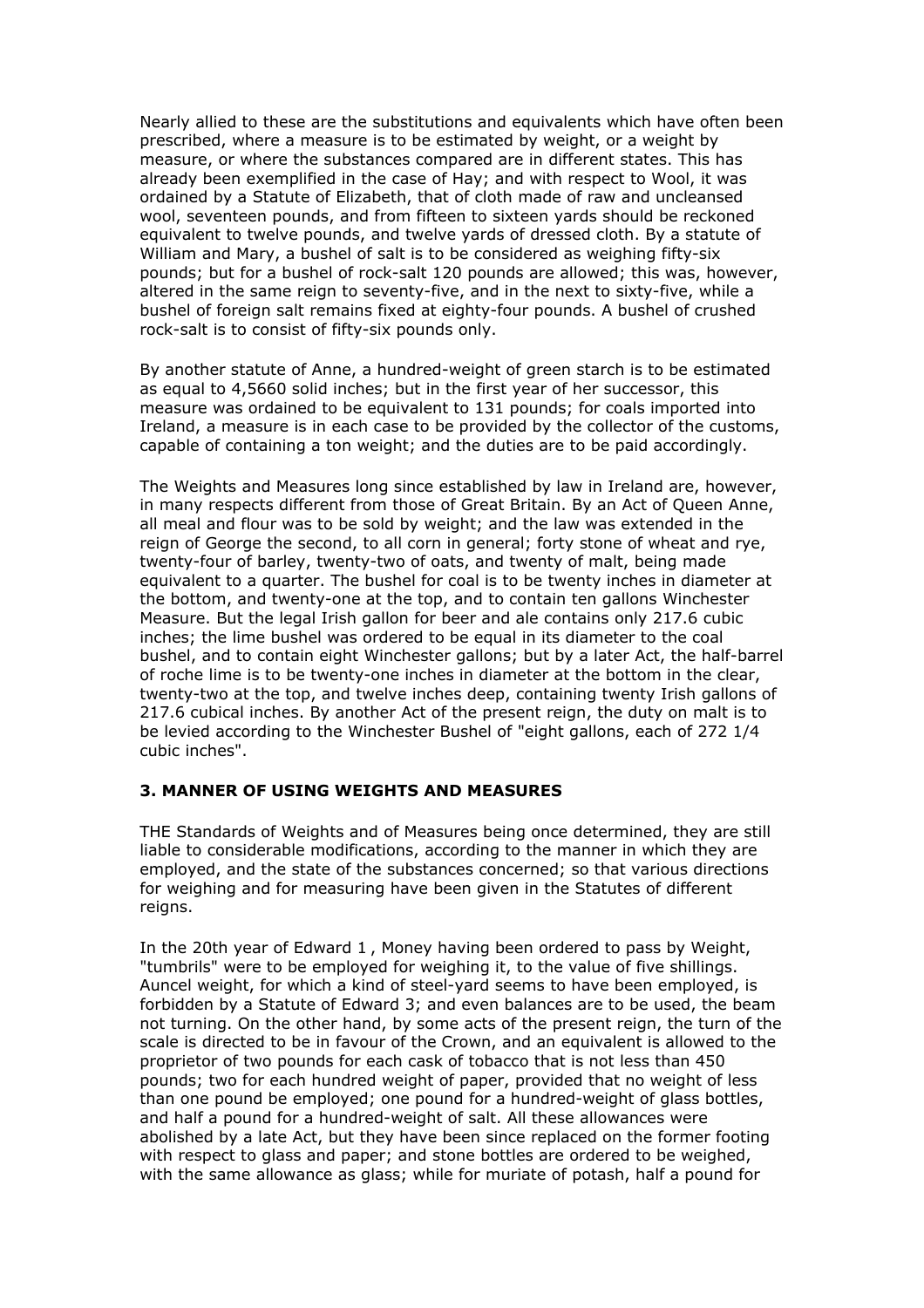Nearly allied to these are the substitutions and equivalents which have often been prescribed, where a measure is to be estimated by weight, or a weight by measure, or where the substances compared are in different states. This has already been exemplified in the case of Hay; and with respect to Wool, it was ordained by a Statute of Elizabeth, that of cloth made of raw and uncleansed wool, seventeen pounds, and from fifteen to sixteen yards should be reckoned equivalent to twelve pounds, and twelve yards of dressed cloth. By a statute of William and Mary, a bushel of salt is to be considered as weighing fifty-six pounds; but for a bushel of rock-salt 120 pounds are allowed; this was, however, altered in the same reign to seventy-five, and in the next to sixty-five, while a bushel of foreign salt remains fixed at eighty-four pounds. A bushel of crushed rock-salt is to consist of fifty-six pounds only.

By another statute of Anne, a hundred-weight of green starch is to be estimated as equal to 4,5660 solid inches; but in the first year of her successor, this measure was ordained to be equivalent to 131 pounds; for coals imported into Ireland, a measure is in each case to be provided by the collector of the customs, capable of containing a ton weight; and the duties are to be paid accordingly.

The Weights and Measures long since established by law in Ireland are, however, in many respects different from those of Great Britain. By an Act of Queen Anne, all meal and flour was to be sold by weight; and the law was extended in the reign of George the second, to all corn in general; forty stone of wheat and rye, twenty-four of barley, twenty-two of oats, and twenty of malt, being made equivalent to a quarter. The bushel for coal is to be twenty inches in diameter at the bottom, and twenty-one at the top, and to contain ten gallons Winchester Measure. But the legal Irish gallon for beer and ale contains only 217.6 cubic inches; the lime bushel was ordered to be equal in its diameter to the coal bushel, and to contain eight Winchester gallons; but by a later Act, the half-barrel of roche lime is to be twenty-one inches in diameter at the bottom in the clear, twenty-two at the top, and twelve inches deep, containing twenty Irish gallons of 217.6 cubical inches. By another Act of the present reign, the duty on malt is to be levied according to the Winchester Bushel of "eight gallons, each of 272 1/4 cubic inches".

### 3. MANNER OF USING WEIGHTS AND MEASURES

THE Standards of Weights and of Measures being once determined, they are still liable to considerable modifications, according to the manner in which they are employed, and the state of the substances concerned; so that various directions for weighing and for measuring have been given in the Statutes of different reigns.

In the 20th year of Edward 1 , Money having been ordered to pass by Weight, "tumbrils" were to be employed for weighing it, to the value of five shillings. Auncel weight, for which a kind of steel-yard seems to have been employed, is forbidden by a Statute of Edward 3; and even balances are to be used, the beam not turning. On the other hand, by some acts of the present reign, the turn of the scale is directed to be in favour of the Crown, and an equivalent is allowed to the proprietor of two pounds for each cask of tobacco that is not less than 450 pounds; two for each hundred weight of paper, provided that no weight of less than one pound be employed; one pound for a hundred-weight of glass bottles, and half a pound for a hundred-weight of salt. All these allowances were abolished by a late Act, but they have been since replaced on the former footing with respect to glass and paper; and stone bottles are ordered to be weighed, with the same allowance as glass; while for muriate of potash, half a pound for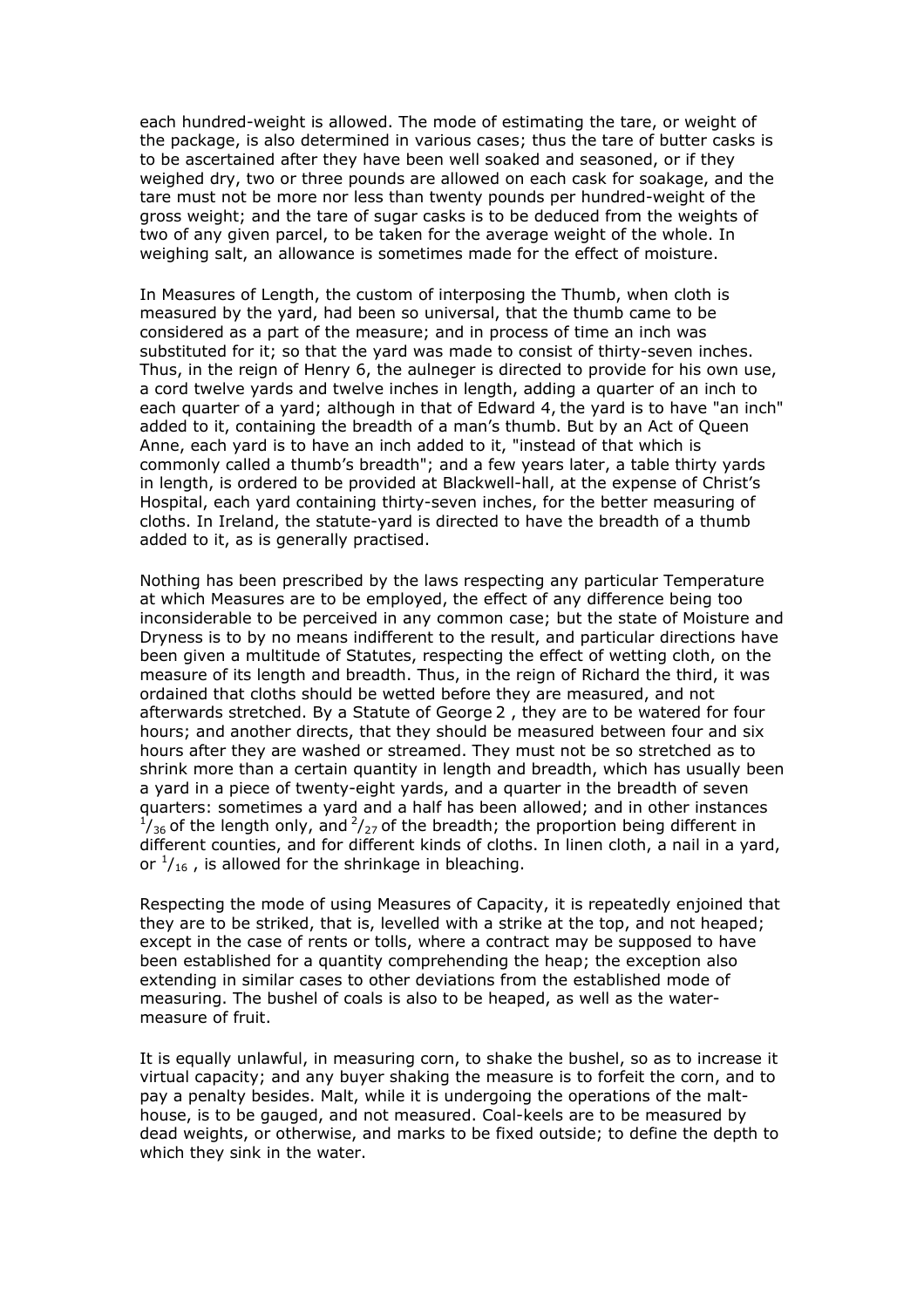each hundred-weight is allowed. The mode of estimating the tare, or weight of the package, is also determined in various cases; thus the tare of butter casks is to be ascertained after they have been well soaked and seasoned, or if they weighed dry, two or three pounds are allowed on each cask for soakage, and the tare must not be more nor less than twenty pounds per hundred-weight of the gross weight; and the tare of sugar casks is to be deduced from the weights of two of any given parcel, to be taken for the average weight of the whole. In weighing salt, an allowance is sometimes made for the effect of moisture.

In Measures of Length, the custom of interposing the Thumb, when cloth is measured by the yard, had been so universal, that the thumb came to be considered as a part of the measure; and in process of time an inch was substituted for it; so that the yard was made to consist of thirty-seven inches. Thus, in the reign of Henry 6, the aulneger is directed to provide for his own use, a cord twelve yards and twelve inches in length, adding a quarter of an inch to each quarter of a yard; although in that of Edward 4, the yard is to have "an inch" added to it, containing the breadth of a man's thumb. But by an Act of Queen Anne, each yard is to have an inch added to it, "instead of that which is commonly called a thumb's breadth"; and a few years later, a table thirty yards in length, is ordered to be provided at Blackwell-hall, at the expense of Christ's Hospital, each yard containing thirty-seven inches, for the better measuring of cloths. In Ireland, the statute-yard is directed to have the breadth of a thumb added to it, as is generally practised.

Nothing has been prescribed by the laws respecting any particular Temperature at which Measures are to be employed, the effect of any difference being too inconsiderable to be perceived in any common case; but the state of Moisture and Dryness is to by no means indifferent to the result, and particular directions have been given a multitude of Statutes, respecting the effect of wetting cloth, on the measure of its length and breadth. Thus, in the reign of Richard the third, it was ordained that cloths should be wetted before they are measured, and not afterwards stretched. By a Statute of George 2 , they are to be watered for four hours; and another directs, that they should be measured between four and six hours after they are washed or streamed. They must not be so stretched as to shrink more than a certain quantity in length and breadth, which has usually been a yard in a piece of twenty-eight yards, and a quarter in the breadth of seven quarters: sometimes a yard and a half has been allowed; and in other instances $^1/_{36}$ of the length only, and $^2/_{27}$ of the breadth; the proportion being different in different counties, and for different kinds of cloths. In linen cloth, a nail in a yard, or $^1/_{16}$ , is allowed for the shrinkage in bleaching.

Respecting the mode of using Measures of Capacity, it is repeatedly enjoined that they are to be striked, that is, levelled with a strike at the top, and not heaped; except in the case of rents or tolls, where a contract may be supposed to have been established for a quantity comprehending the heap; the exception also extending in similar cases to other deviations from the established mode of measuring. The bushel of coals is also to be heaped, as well as the water-measure of fruit.

It is equally unlawful, in measuring corn, to shake the bushel, so as to increase it virtual capacity; and any buyer shaking the measure is to forfeit the corn, and to pay a penalty besides. Malt, while it is undergoing the operations of the malt-house, is to be gauged, and not measured. Coal-keels are to be measured by dead weights, or otherwise, and marks to be fixed outside; to define the depth to which they sink in the water.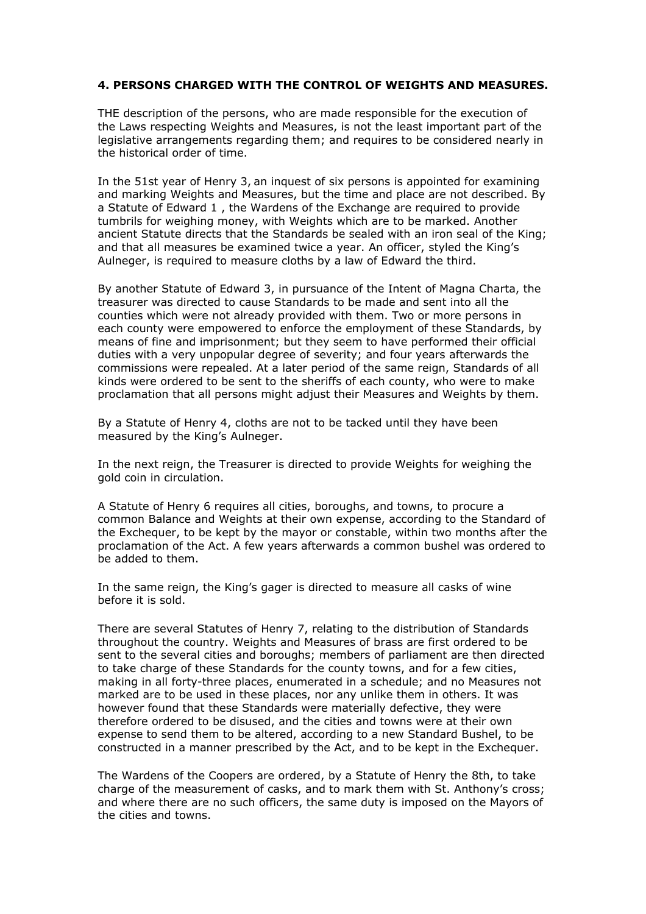### 4. PERSONS CHARGED WITH THE CONTROL OF WEIGHTS AND MEASURES.

THE description of the persons, who are made responsible for the execution of the Laws respecting Weights and Measures, is not the least important part of the legislative arrangements regarding them; and requires to be considered nearly in the historical order of time.

In the 51st year of Henry 3, an inquest of six persons is appointed for examining and marking Weights and Measures, but the time and place are not described. By a Statute of Edward 1 , the Wardens of the Exchange are required to provide tumbrils for weighing money, with Weights which are to be marked. Another ancient Statute directs that the Standards be sealed with an iron seal of the King; and that all measures be examined twice a year. An officer, styled the King's Aulneger, is required to measure cloths by a law of Edward the third.

By another Statute of Edward 3, in pursuance of the Intent of Magna Charta, the treasurer was directed to cause Standards to be made and sent into all the counties which were not already provided with them. Two or more persons in each county were empowered to enforce the employment of these Standards, by means of fine and imprisonment; but they seem to have performed their official duties with a very unpopular degree of severity; and four years afterwards the commissions were repealed. At a later period of the same reign, Standards of all kinds were ordered to be sent to the sheriffs of each county, who were to make proclamation that all persons might adjust their Measures and Weights by them.

By a Statute of Henry 4, cloths are not to be tacked until they have been measured by the King's Aulneger.

In the next reign, the Treasurer is directed to provide Weights for weighing the gold coin in circulation.

A Statute of Henry 6 requires all cities, boroughs, and towns, to procure a common Balance and Weights at their own expense, according to the Standard of the Exchequer, to be kept by the mayor or constable, within two months after the proclamation of the Act. A few years afterwards a common bushel was ordered to be added to them.

In the same reign, the King's gager is directed to measure all casks of wine before it is sold.

There are several Statutes of Henry 7, relating to the distribution of Standards throughout the country. Weights and Measures of brass are first ordered to be sent to the several cities and boroughs; members of parliament are then directed to take charge of these Standards for the county towns, and for a few cities, making in all forty-three places, enumerated in a schedule; and no Measures not marked are to be used in these places, nor any unlike them in others. It was however found that these Standards were materially defective, they were therefore ordered to be disused, and the cities and towns were at their own expense to send them to be altered, according to a new Standard Bushel, to be constructed in a manner prescribed by the Act, and to be kept in the Exchequer.

The Wardens of the Coopers are ordered, by a Statute of Henry the 8th, to take charge of the measurement of casks, and to mark them with St. Anthony's cross; and where there are no such officers, the same duty is imposed on the Mayors of the cities and towns.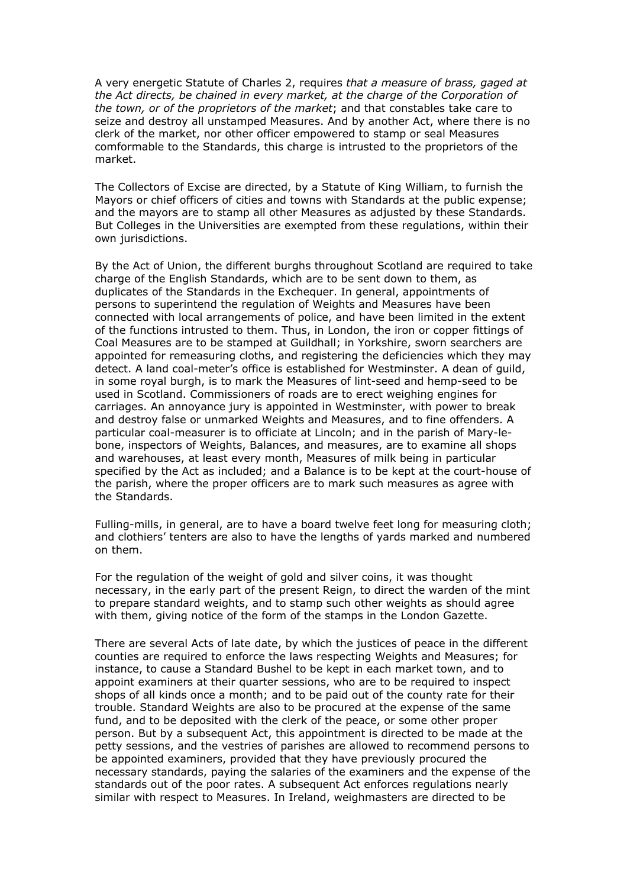A very energetic Statute of Charles 2, requires *that a measure of brass, gaged at the Act directs, be chained in every market, at the charge of the Corporation of the town, or of the proprietors of the market*; and that constables take care to seize and destroy all unstamped Measures. And by another Act, where there is no clerk of the market, nor other officer empowered to stamp or seal Measures comformable to the Standards, this charge is intrusted to the proprietors of the market.

The Collectors of Excise are directed, by a Statute of King William, to furnish the Mayors or chief officers of cities and towns with Standards at the public expense; and the mayors are to stamp all other Measures as adjusted by these Standards. But Colleges in the Universities are exempted from these regulations, within their own jurisdictions.

By the Act of Union, the different burghs throughout Scotland are required to take charge of the English Standards, which are to be sent down to them, as duplicates of the Standards in the Exchequer. In general, appointments of persons to superintend the regulation of Weights and Measures have been connected with local arrangements of police, and have been limited in the extent of the functions intrusted to them. Thus, in London, the iron or copper fittings of Coal Measures are to be stamped at Guildhall; in Yorkshire, sworn searchers are appointed for remeasuring cloths, and registering the deficiencies which they may detect. A land coal-meter's office is established for Westminster. A dean of guild, in some royal burgh, is to mark the Measures of lint-seed and hemp-seed to be used in Scotland. Commissioners of roads are to erect weighing engines for carriages. An annoyance jury is appointed in Westminster, with power to break and destroy false or unmarked Weights and Measures, and to fine offenders. A particular coal-measurer is to officiate at Lincoln; and in the parish of Mary-le-bone, inspectors of Weights, Balances, and measures, are to examine all shops and warehouses, at least every month, Measures of milk being in particular specified by the Act as included; and a Balance is to be kept at the court-house of the parish, where the proper officers are to mark such measures as agree with the Standards.

Fulling-mills, in general, are to have a board twelve feet long for measuring cloth; and clothiers' tenters are also to have the lengths of yards marked and numbered on them.

For the regulation of the weight of gold and silver coins, it was thought necessary, in the early part of the present Reign, to direct the warden of the mint to prepare standard weights, and to stamp such other weights as should agree with them, giving notice of the form of the stamps in the London Gazette.

There are several Acts of late date, by which the justices of peace in the different counties are required to enforce the laws respecting Weights and Measures; for instance, to cause a Standard Bushel to be kept in each market town, and to appoint examiners at their quarter sessions, who are to be required to inspect shops of all kinds once a month; and to be paid out of the county rate for their trouble. Standard Weights are also to be procured at the expense of the same fund, and to be deposited with the clerk of the peace, or some other proper person. But by a subsequent Act, this appointment is directed to be made at the petty sessions, and the vestries of parishes are allowed to recommend persons to be appointed examiners, provided that they have previously procured the necessary standards, paying the salaries of the examiners and the expense of the standards out of the poor rates. A subsequent Act enforces regulations nearly similar with respect to Measures. In Ireland, weighmasters are directed to be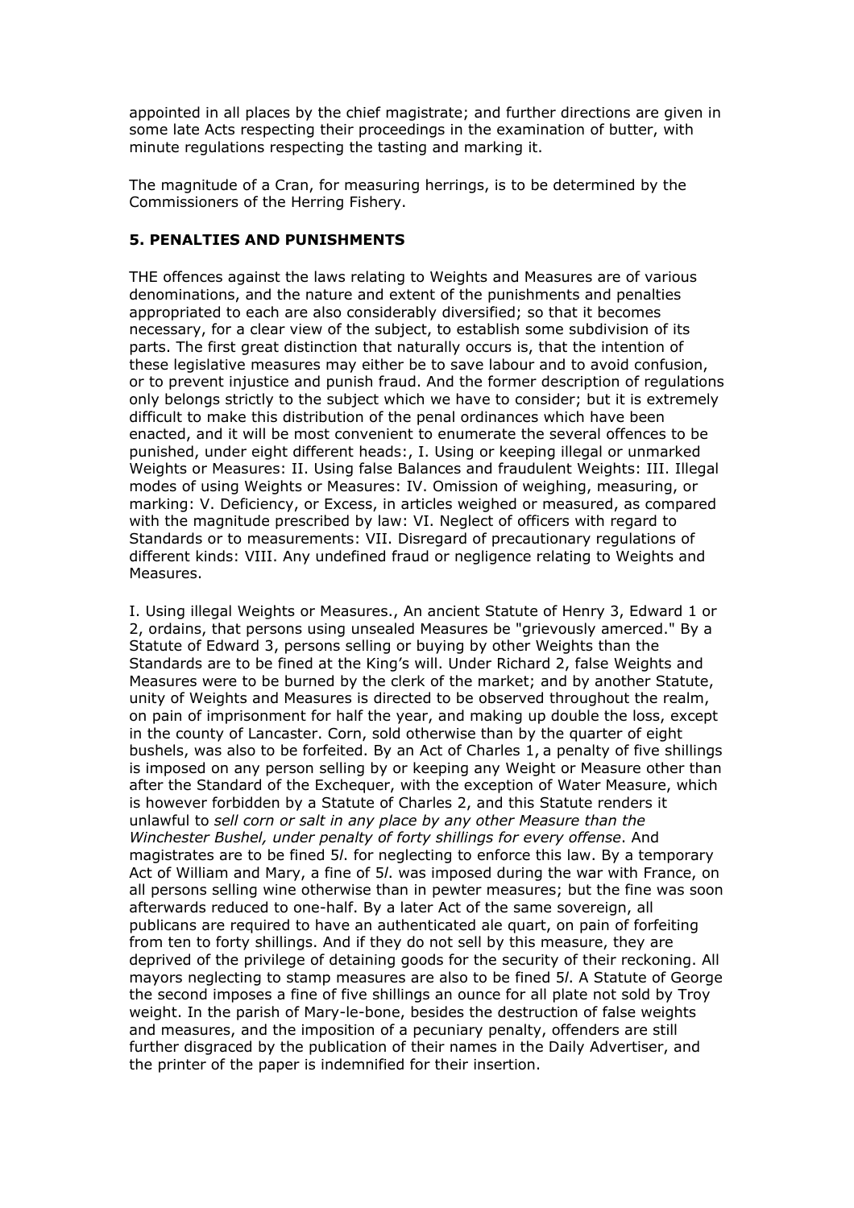appointed in all places by the chief magistrate; and further directions are given in some late Acts respecting their proceedings in the examination of butter, with minute regulations respecting the tasting and marking it.

The magnitude of a Cran, for measuring herrings, is to be determined by the Commissioners of the Herring Fishery.

### 5. PENALTIES AND PUNISHMENTS

THE offences against the laws relating to Weights and Measures are of various denominations, and the nature and extent of the punishments and penalties appropriated to each are also considerably diversified; so that it becomes necessary, for a clear view of the subject, to establish some subdivision of its parts. The first great distinction that naturally occurs is, that the intention of these legislative measures may either be to save labour and to avoid confusion, or to prevent injustice and punish fraud. And the former description of regulations only belongs strictly to the subject which we have to consider; but it is extremely difficult to make this distribution of the penal ordinances which have been enacted, and it will be most convenient to enumerate the several offences to be punished, under eight different heads:, I. Using or keeping illegal or unmarked Weights or Measures: II. Using false Balances and fraudulent Weights: III. Illegal modes of using Weights or Measures: IV. Omission of weighing, measuring, or marking: V. Deficiency, or Excess, in articles weighed or measured, as compared with the magnitude prescribed by law: VI. Neglect of officers with regard to Standards or to measurements: VII. Disregard of precautionary regulations of different kinds: VIII. Any undefined fraud or negligence relating to Weights and Measures.

I. Using illegal Weights or Measures., An ancient Statute of Henry 3, Edward 1 or 2, ordains, that persons using unsealed Measures be "grievously amerced." By a Statute of Edward 3, persons selling or buying by other Weights than the Standards are to be fined at the King's will. Under Richard 2, false Weights and Measures were to be burned by the clerk of the market; and by another Statute, unity of Weights and Measures is directed to be observed throughout the realm, on pain of imprisonment for half the year, and making up double the loss, except in the county of Lancaster. Corn, sold otherwise than by the quarter of eight bushels, was also to be forfeited. By an Act of Charles 1, a penalty of five shillings is imposed on any person selling by or keeping any Weight or Measure other than after the Standard of the Exchequer, with the exception of Water Measure, which is however forbidden by a Statute of Charles 2, and this Statute renders it unlawful to *sell corn or salt in any place by any other Measure than the Winchester Bushel, under penalty of forty shillings for every offense*. And magistrates are to be fined 5*l*. for neglecting to enforce this law. By a temporary Act of William and Mary, a fine of 5*l*. was imposed during the war with France, on all persons selling wine otherwise than in pewter measures; but the fine was soon afterwards reduced to one-half. By a later Act of the same sovereign, all publicans are required to have an authenticated ale quart, on pain of forfeiting from ten to forty shillings. And if they do not sell by this measure, they are deprived of the privilege of detaining goods for the security of their reckoning. All mayors neglecting to stamp measures are also to be fined 5*l*. A Statute of George the second imposes a fine of five shillings an ounce for all plate not sold by Troy weight. In the parish of Mary-le-bone, besides the destruction of false weights and measures, and the imposition of a pecuniary penalty, offenders are still further disgraced by the publication of their names in the Daily Advertiser, and the printer of the paper is indemnified for their insertion.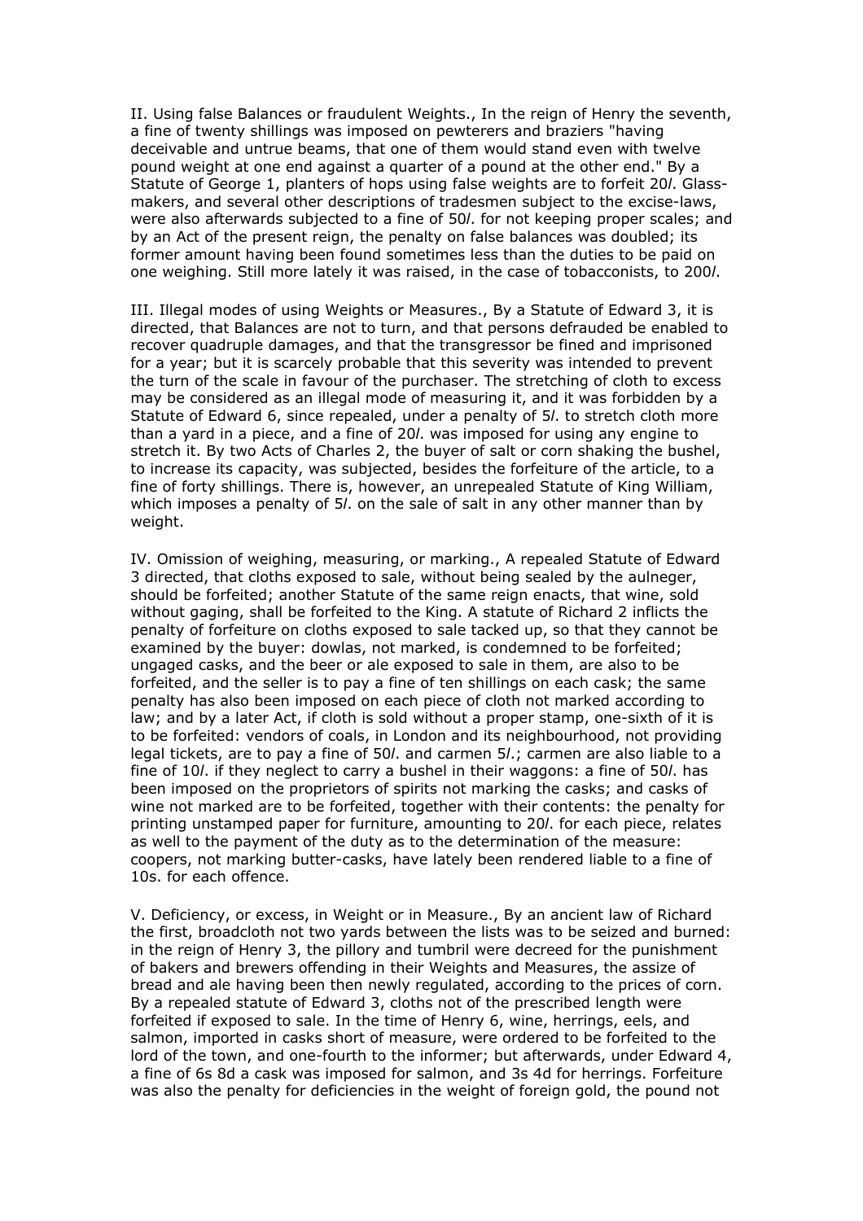II. Using false Balances or fraudulent Weights., In the reign of Henry the seventh, a fine of twenty shillings was imposed on pewterers and braziers "having deceivable and untrue beams, that one of them would stand even with twelve pound weight at one end against a quarter of a pound at the other end." By a Statute of George 1, planters of hops using false weights are to forfeit 20*l*. Glass-makers, and several other descriptions of tradesmen subject to the excise-laws, were also afterwards subjected to a fine of 50*l*. for not keeping proper scales; and by an Act of the present reign, the penalty on false balances was doubled; its former amount having been found sometimes less than the duties to be paid on one weighing. Still more lately it was raised, in the case of tobacconists, to 200*l*.

III. Illegal modes of using Weights or Measures., By a Statute of Edward 3, it is directed, that Balances are not to turn, and that persons defrauded be enabled to recover quadruple damages, and that the transgressor be fined and imprisoned for a year; but it is scarcely probable that this severity was intended to prevent the turn of the scale in favour of the purchaser. The stretching of cloth to excess may be considered as an illegal mode of measuring it, and it was forbidden by a Statute of Edward 6, since repealed, under a penalty of 5*l*. to stretch cloth more than a yard in a piece, and a fine of 20*l*. was imposed for using any engine to stretch it. By two Acts of Charles 2, the buyer of salt or corn shaking the bushel, to increase its capacity, was subjected, besides the forfeiture of the article, to a fine of forty shillings. There is, however, an unrepealed Statute of King William, which imposes a penalty of 5*l*. on the sale of salt in any other manner than by weight.

IV. Omission of weighing, measuring, or marking., A repealed Statute of Edward 3 directed, that cloths exposed to sale, without being sealed by the aulneger, should be forfeited; another Statute of the same reign enacts, that wine, sold without gaging, shall be forfeited to the King. A statute of Richard 2 inflicts the penalty of forfeiture on cloths exposed to sale tacked up, so that they cannot be examined by the buyer: dowlas, not marked, is condemned to be forfeited; ungaged casks, and the beer or ale exposed to sale in them, are also to be forfeited, and the seller is to pay a fine of ten shillings on each cask; the same penalty has also been imposed on each piece of cloth not marked according to law; and by a later Act, if cloth is sold without a proper stamp, one-sixth of it is to be forfeited: vendors of coals, in London and its neighbourhood, not providing legal tickets, are to pay a fine of 50*l*. and carmen 5*l*.; carmen are also liable to a fine of 10*l*. if they neglect to carry a bushel in their waggons: a fine of 50*l*. has been imposed on the proprietors of spirits not marking the casks; and casks of wine not marked are to be forfeited, together with their contents: the penalty for printing unstamped paper for furniture, amounting to 20*l*. for each piece, relates as well to the payment of the duty as to the determination of the measure: coopers, not marking butter-casks, have lately been rendered liable to a fine of 10s. for each offence.

V. Deficiency, or excess, in Weight or in Measure., By an ancient law of Richard the first, broadcloth not two yards between the lists was to be seized and burned: in the reign of Henry 3, the pillory and tumbril were decreed for the punishment of bakers and brewers offending in their Weights and Measures, the assize of bread and ale having been then newly regulated, according to the prices of corn. By a repealed statute of Edward 3, cloths not of the prescribed length were forfeited if exposed to sale. In the time of Henry 6, wine, herrings, eels, and salmon, imported in casks short of measure, were ordered to be forfeited to the lord of the town, and one-fourth to the informer; but afterwards, under Edward 4, a fine of 6s 8d a cask was imposed for salmon, and 3s 4d for herrings. Forfeiture was also the penalty for deficiencies in the weight of foreign gold, the pound not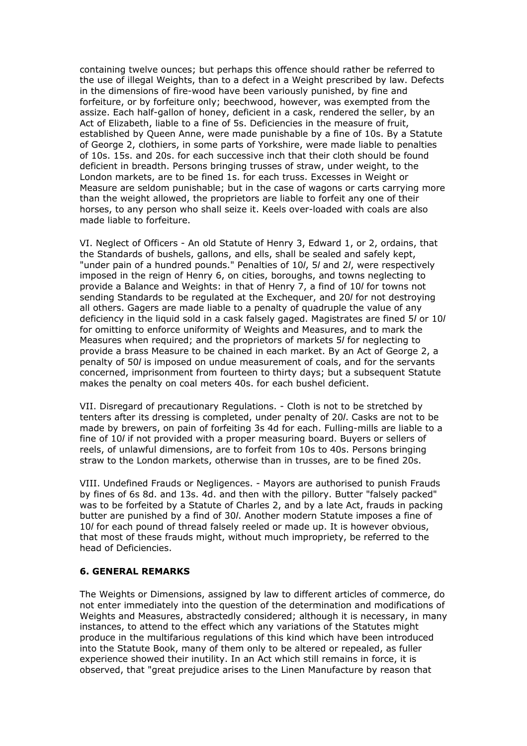containing twelve ounces; but perhaps this offence should rather be referred to the use of illegal Weights, than to a defect in a Weight prescribed by law. Defects in the dimensions of fire-wood have been variously punished, by fine and forfeiture, or by forfeiture only; beechwood, however, was exempted from the assize. Each half-gallon of honey, deficient in a cask, rendered the seller, by an Act of Elizabeth, liable to a fine of 5s. Deficiencies in the measure of fruit, established by Queen Anne, were made punishable by a fine of 10s. By a Statute of George 2, clothiers, in some parts of Yorkshire, were made liable to penalties of 10s. 15s. and 20s. for each successive inch that their cloth should be found deficient in breadth. Persons bringing trusses of straw, under weight, to the London markets, are to be fined 1s. for each truss. Excesses in Weight or Measure are seldom punishable; but in the case of wagons or carts carrying more than the weight allowed, the proprietors are liable to forfeit any one of their horses, to any person who shall seize it. Keels over-loaded with coals are also made liable to forfeiture.

VI. Neglect of Officers - An old Statute of Henry 3, Edward 1, or 2, ordains, that the Standards of bushels, gallons, and ells, shall be sealed and safely kept, "under pain of a hundred pounds." Penalties of 10*l*, 5*l* and 2*l*, were respectively imposed in the reign of Henry 6, on cities, boroughs, and towns neglecting to provide a Balance and Weights: in that of Henry 7, a find of 10*l* for towns not sending Standards to be regulated at the Exchequer, and 20*l* for not destroying all others. Gagers are made liable to a penalty of quadruple the value of any deficiency in the liquid sold in a cask falsely gaged. Magistrates are fined 5*l* or 10*l* for omitting to enforce uniformity of Weights and Measures, and to mark the Measures when required; and the proprietors of markets 5*l* for neglecting to provide a brass Measure to be chained in each market. By an Act of George 2, a penalty of 50*l* is imposed on undue measurement of coals, and for the servants concerned, imprisonment from fourteen to thirty days; but a subsequent Statute makes the penalty on coal meters 40s. for each bushel deficient.

VII. Disregard of precautionary Regulations. - Cloth is not to be stretched by tenters after its dressing is completed, under penalty of 20*l*. Casks are not to be made by brewers, on pain of forfeiting 3s 4d for each. Fulling-mills are liable to a fine of 10*l* if not provided with a proper measuring board. Buyers or sellers of reels, of unlawful dimensions, are to forfeit from 10s to 40s. Persons bringing straw to the London markets, otherwise than in trusses, are to be fined 20s.

VIII. Undefined Frauds or Negligences. - Mayors are authorised to punish Frauds by fines of 6s 8d. and 13s. 4d. and then with the pillory. Butter "falsely packed" was to be forfeited by a Statute of Charles 2, and by a late Act, frauds in packing butter are punished by a find of 30*l*. Another modern Statute imposes a fine of 10*l* for each pound of thread falsely reeled or made up. It is however obvious, that most of these frauds might, without much impropriety, be referred to the head of Deficiencies.

### 6. GENERAL REMARKS

The Weights or Dimensions, assigned by law to different articles of commerce, do not enter immediately into the question of the determination and modifications of Weights and Measures, abstractedly considered; although it is necessary, in many instances, to attend to the effect which any variations of the Statutes might produce in the multifarious regulations of this kind which have been introduced into the Statute Book, many of them only to be altered or repealed, as fuller experience showed their inutility. In an Act which still remains in force, it is observed, that "great prejudice arises to the Linen Manufacture by reason that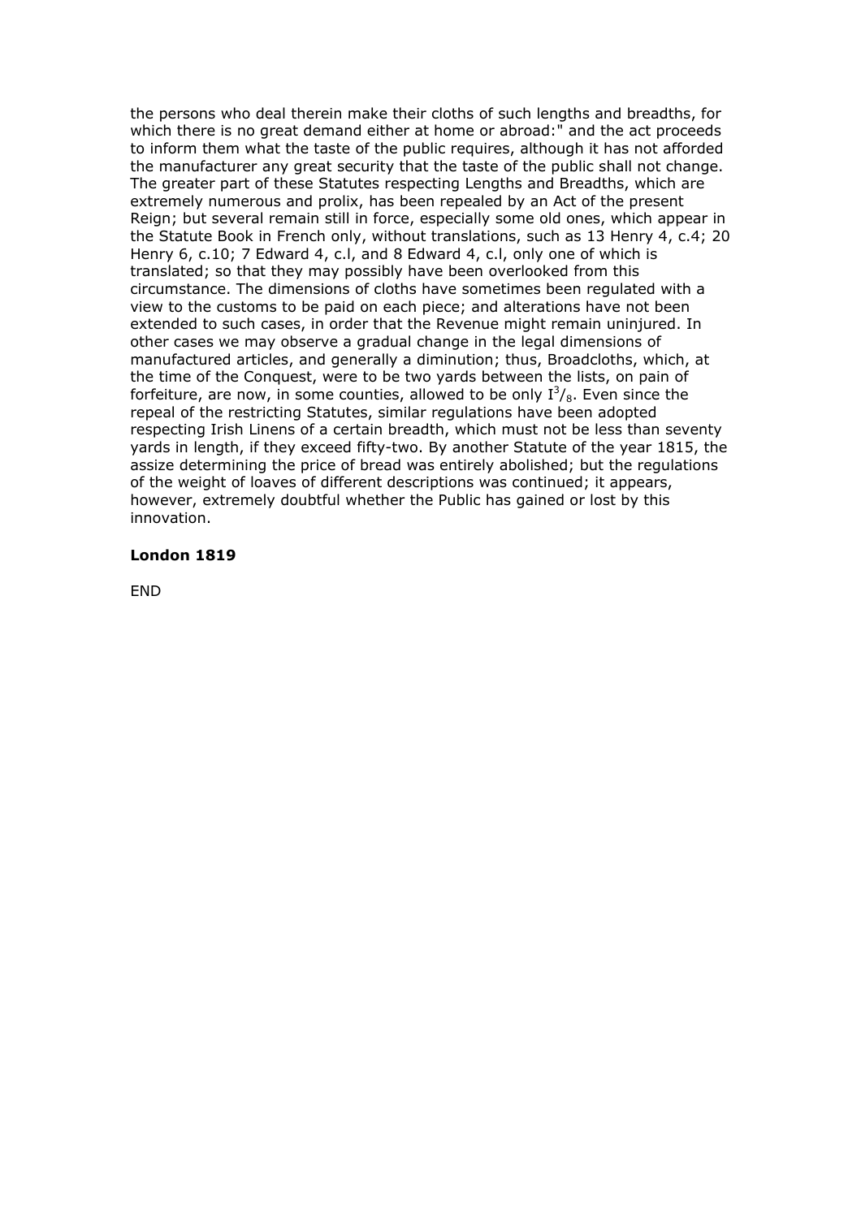the persons who deal therein make their cloths of such lengths and breadths, for which there is no great demand either at home or abroad:" and the act proceeds to inform them what the taste of the public requires, although it has not afforded the manufacturer any great security that the taste of the public shall not change. The greater part of these Statutes respecting Lengths and Breadths, which are extremely numerous and prolix, has been repealed by an Act of the present Reign; but several remain still in force, especially some old ones, which appear in the Statute Book in French only, without translations, such as 13 Henry 4, c.4; 20 Henry 6, c.10; 7 Edward 4, c.l, and 8 Edward 4, c.l, only one of which is translated; so that they may possibly have been overlooked from this circumstance. The dimensions of cloths have sometimes been regulated with a view to the customs to be paid on each piece; and alterations have not been extended to such cases, in order that the Revenue might remain uninjured. In other cases we may observe a gradual change in the legal dimensions of manufactured articles, and generally a diminution; thus, Broadcloths, which, at the time of the Conquest, were to be two yards between the lists, on pain of forfeiture, are now, in some counties, allowed to be only $I^3/_8$. Even since the repeal of the restricting Statutes, similar regulations have been adopted respecting Irish Linens of a certain breadth, which must not be less than seventy yards in length, if they exceed fifty-two. By another Statute of the year 1815, the assize determining the price of bread was entirely abolished; but the regulations of the weight of loaves of different descriptions was continued; it appears, however, extremely doubtful whether the Public has gained or lost by this innovation.

**London 1819**

END